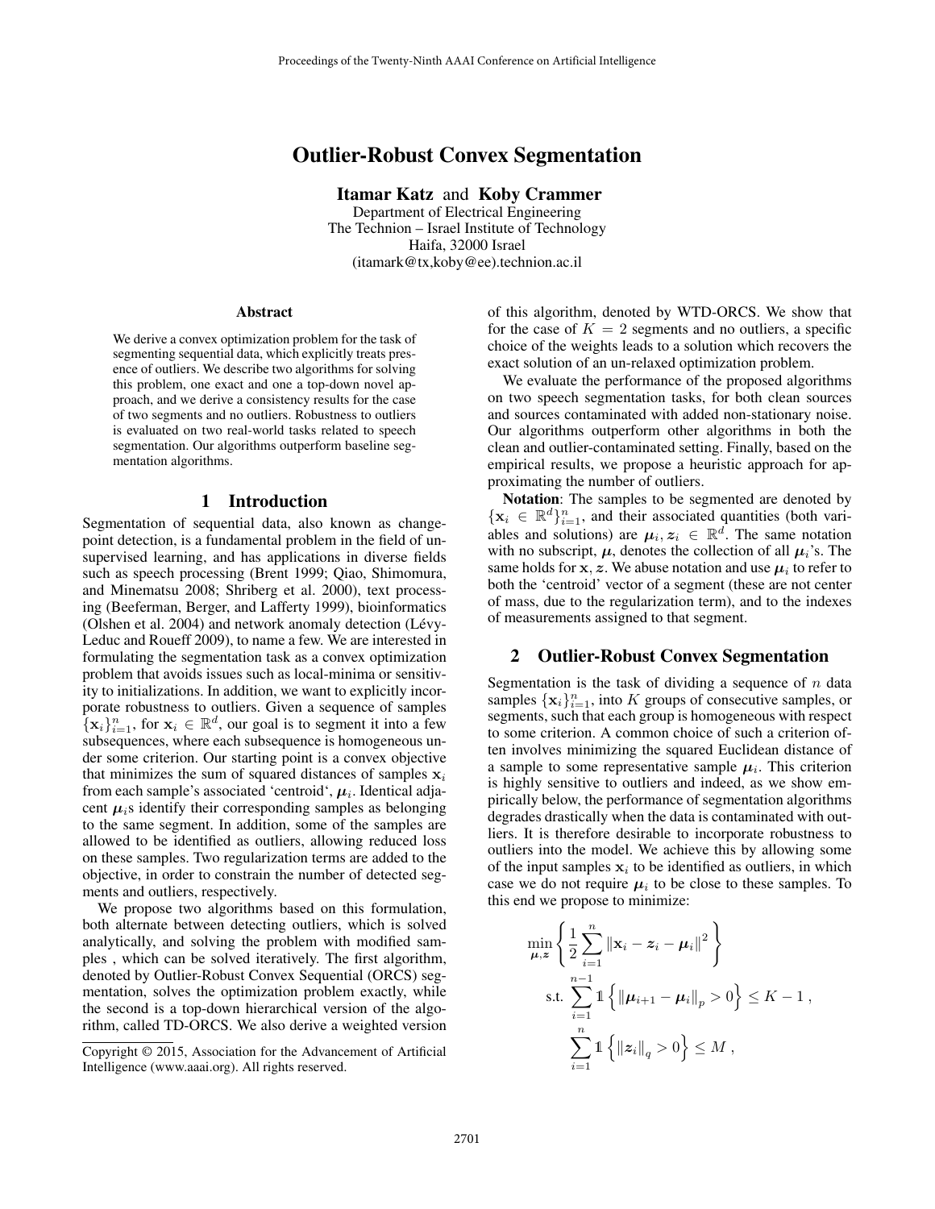# Outlier-Robust Convex Segmentation

**Itamar Katz** and **Koby Crammer**
Department of Electrical Engineering
The Technion – Israel Institute of Technology
Haifa, 32000 Israel
(itamark@tx,koby@ee).technion.ac.il

### Abstract

We derive a convex optimization problem for the task of segmenting sequential data, which explicitly treats presence of outliers. We describe two algorithms for solving this problem, one exact and one a top-down novel approach, and we derive a consistency results for the case of two segments and no outliers. Robustness to outliers is evaluated on two real-world tasks related to speech segmentation. Our algorithms outperform baseline segmentation algorithms.

## 1 Introduction

Segmentation of sequential data, also known as change-point detection, is a fundamental problem in the field of unsupervised learning, and has applications in diverse fields such as speech processing (Brent 1999; Qiao, Shimomura, and Minematsu 2008; Shriberg et al. 2000), text processing (Beeferman, Berger, and Lafferty 1999), bioinformatics (Olshen et al. 2004) and network anomaly detection (Lévy-Leduc and Roueff 2009), to name a few. We are interested in formulating the segmentation task as a convex optimization problem that avoids issues such as local-minima or sensitivity to initializations. In addition, we want to explicitly incorporate robustness to outliers. Given a sequence of samples $\{\mathbf{x}_i\}_{i=1}^n$, for $\mathbf{x}_i \in \mathbb{R}^d$, our goal is to segment it into a few subsequences, where each subsequence is homogeneous under some criterion. Our starting point is a convex objective that minimizes the sum of squared distances of samples $\mathbf{x}_i$ from each sample's associated 'centroid', $\boldsymbol{\mu}_i$. Identical adjacent $\boldsymbol{\mu}_i$s identify their corresponding samples as belonging to the same segment. In addition, some of the samples are allowed to be identified as outliers, allowing reduced loss on these samples. Two regularization terms are added to the objective, in order to constrain the number of detected segments and outliers, respectively.

We propose two algorithms based on this formulation, both alternate between detecting outliers, which is solved analytically, and solving the problem with modified samples , which can be solved iteratively. The first algorithm, denoted by Outlier-Robust Convex Sequential (ORCS) segmentation, solves the optimization problem exactly, while the second is a top-down hierarchical version of the algorithm, called TD-ORCS. We also derive a weighted version of this algorithm, denoted by WTD-ORCS. We show that for the case of $K = 2$ segments and no outliers, a specific choice of the weights leads to a solution which recovers the exact solution of an un-relaxed optimization problem.

We evaluate the performance of the proposed algorithms on two speech segmentation tasks, for both clean sources and sources contaminated with added non-stationary noise. Our algorithms outperform other algorithms in both the clean and outlier-contaminated setting. Finally, based on the empirical results, we propose a heuristic approach for approximating the number of outliers.

**Notation**: The samples to be segmented are denoted by $\{\mathbf{x}_i \in \mathbb{R}^d\}_{i=1}^n$, and their associated quantities (both variables and solutions) are $\boldsymbol{\mu}_i, \boldsymbol{z}_i \in \mathbb{R}^d$. The same notation with no subscript, $\boldsymbol{\mu}$, denotes the collection of all $\boldsymbol{\mu}_i$'s. The same holds for $\mathbf{x}, \boldsymbol{z}$. We abuse notation and use $\boldsymbol{\mu}_i$ to refer to both the 'centroid' vector of a segment (these are not center of mass, due to the regularization term), and to the indexes of measurements assigned to that segment.

## 2 Outlier-Robust Convex Segmentation

Segmentation is the task of dividing a sequence of $n$ data samples $\{\mathbf{x}_i\}_{i=1}^n$, into $K$ groups of consecutive samples, or segments, such that each group is homogeneous with respect to some criterion. A common choice of such a criterion often involves minimizing the squared Euclidean distance of a sample to some representative sample $\boldsymbol{\mu}_i$. This criterion is highly sensitive to outliers and indeed, as we show empirically below, the performance of segmentation algorithms degrades drastically when the data is contaminated with outliers. It is therefore desirable to incorporate robustness to outliers into the model. We achieve this by allowing some of the input samples $\mathbf{x}_i$ to be identified as outliers, in which case we do not require $\boldsymbol{\mu}_i$ to be close to these samples. To this end we propose to minimize:

$$\min_{\boldsymbol{\mu},\boldsymbol{z}} \left\{ \frac{1}{2} \sum_{i=1}^{n} \|\mathbf{x}_i - \boldsymbol{z}_i - \boldsymbol{\mu}_i\|^2 \right\}$$

$$\text{s.t. } \sum_{i=1}^{n-1} \mathbb{1}\left\{ \|\boldsymbol{\mu}_{i+1} - \boldsymbol{\mu}_i\|_p > 0 \right\} \le K - 1 \,,$$

$$\sum_{i=1}^{n} \mathbb{1}\left\{ \|\boldsymbol{z}_i\|_q > 0 \right\} \le M \,,$$

Copyright © 2015, Association for the Advancement of Artificial Intelligence (www.aaai.org). All rights reserved.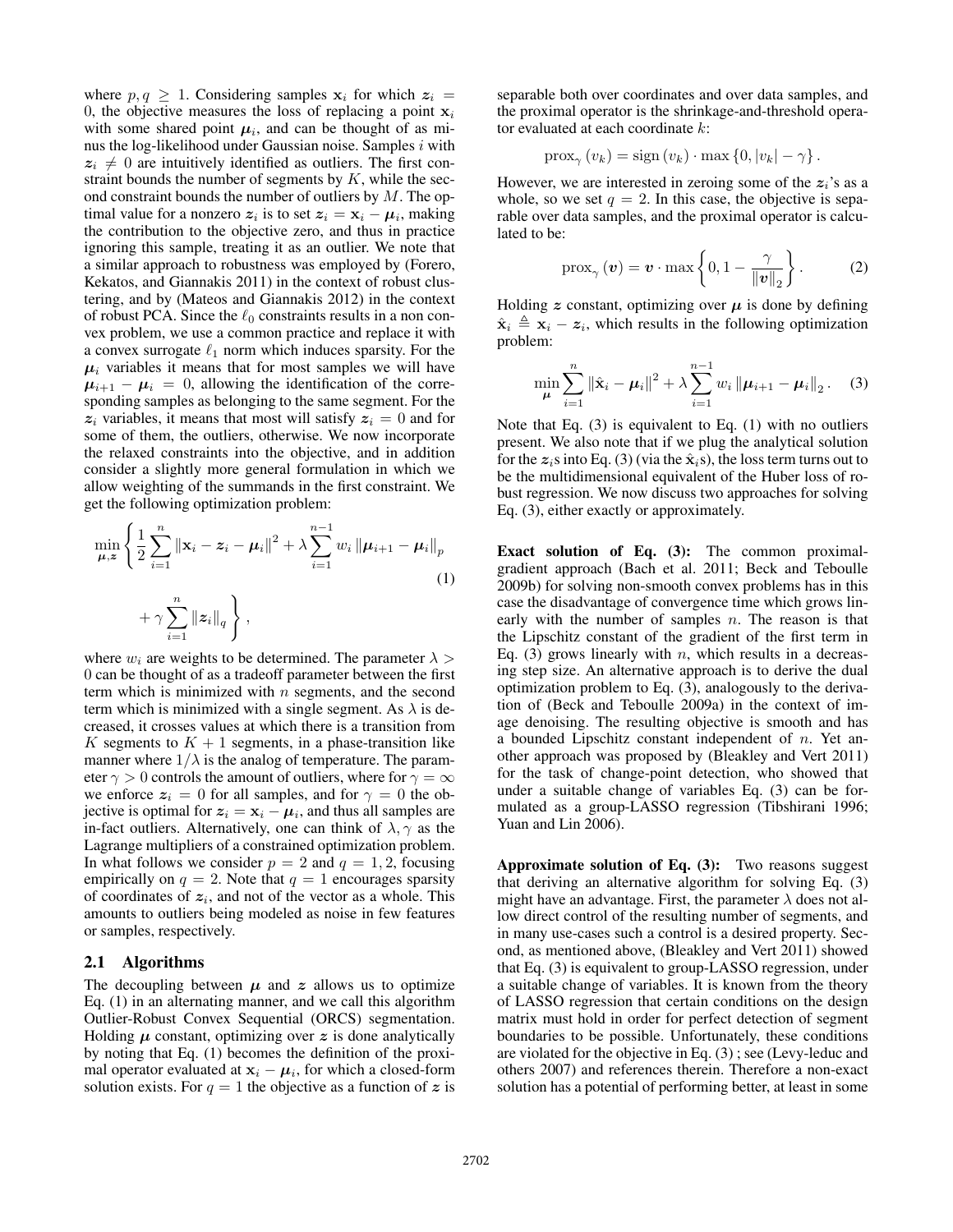where $p, q \geq 1$. Considering samples $\mathbf{x}_i$ for which $\boldsymbol{z}_i = 0$, the objective measures the loss of replacing a point $\mathbf{x}_i$ with some shared point $\boldsymbol{\mu}_i$, and can be thought of as minus the log-likelihood under Gaussian noise. Samples $i$ with $\boldsymbol{z}_i \neq 0$ are intuitively identified as outliers. The first constraint bounds the number of segments by $K$, while the second constraint bounds the number of outliers by $M$. The optimal value for a nonzero $\boldsymbol{z}_i$ is to set $\boldsymbol{z}_i = \mathbf{x}_i - \boldsymbol{\mu}_i$, making the contribution to the objective zero, and thus in practice ignoring this sample, treating it as an outlier. We note that a similar approach to robustness was employed by (Forero, Kekatos, and Giannakis 2011) in the context of robust clustering, and by (Mateos and Giannakis 2012) in the context of robust PCA. Since the $\ell_0$ constraints results in a non convex problem, we use a common practice and replace it with a convex surrogate $\ell_1$ norm which induces sparsity. For the $\boldsymbol{\mu}_i$ variables it means that for most samples we will have $\boldsymbol{\mu}_{i+1} - \boldsymbol{\mu}_i = 0$, allowing the identification of the corresponding samples as belonging to the same segment. For the $\boldsymbol{z}_i$ variables, it means that most will satisfy $\boldsymbol{z}_i = 0$ and for some of them, the outliers, otherwise. We now incorporate the relaxed constraints into the objective, and in addition consider a slightly more general formulation in which we allow weighting of the summands in the first constraint. We get the following optimization problem:

$$\min_{\boldsymbol{\mu},\boldsymbol{z}} \left\{ \frac{1}{2}\sum_{i=1}^{n} \|\mathbf{x}_i - \boldsymbol{z}_i - \boldsymbol{\mu}_i\|^2 + \lambda \sum_{i=1}^{n-1} w_i \|\boldsymbol{\mu}_{i+1} - \boldsymbol{\mu}_i\|_p + \gamma \sum_{i=1}^{n} \|\boldsymbol{z}_i\|_q \right\}, \tag{1}$$

where $w_i$ are weights to be determined. The parameter $\lambda > 0$ can be thought of as a tradeoff parameter between the first term which is minimized with $n$ segments, and the second term which is minimized with a single segment. As $\lambda$ is decreased, it crosses values at which there is a transition from $K$ segments to $K+1$ segments, in a phase-transition like manner where $1/\lambda$ is the analog of temperature. The parameter $\gamma > 0$ controls the amount of outliers, where for $\gamma = \infty$ we enforce $\boldsymbol{z}_i = 0$ for all samples, and for $\gamma = 0$ the objective is optimal for $\boldsymbol{z}_i = \mathbf{x}_i - \boldsymbol{\mu}_i$, and thus all samples are in-fact outliers. Alternatively, one can think of $\lambda, \gamma$ as the Lagrange multipliers of a constrained optimization problem. In what follows we consider $p = 2$ and $q = 1, 2$, focusing empirically on $q = 2$. Note that $q = 1$ encourages sparsity of coordinates of $\boldsymbol{z}_i$, and not of the vector as a whole. This amounts to outliers being modeled as noise in few features or samples, respectively.

### 2.1 Algorithms

The decoupling between $\boldsymbol{\mu}$ and $\boldsymbol{z}$ allows us to optimize Eq. (1) in an alternating manner, and we call this algorithm Outlier-Robust Convex Sequential (ORCS) segmentation. Holding $\boldsymbol{\mu}$ constant, optimizing over $\boldsymbol{z}$ is done analytically by noting that Eq. (1) becomes the definition of the proximal operator evaluated at $\mathbf{x}_i - \boldsymbol{\mu}_i$, for which a closed-form solution exists. For $q = 1$ the objective as a function of $\boldsymbol{z}$ is separable both over coordinates and over data samples, and the proximal operator is the shrinkage-and-threshold operator evaluated at each coordinate $k$:

$$\operatorname{prox}_{\gamma}(v_k) = \operatorname{sign}(v_k) \cdot \max\{0, |v_k| - \gamma\}.$$

However, we are interested in zeroing some of the $\boldsymbol{z}_i$'s as a whole, so we set $q = 2$. In this case, the objective is separable over data samples, and the proximal operator is calculated to be:

$$\operatorname{prox}_{\gamma}(\boldsymbol{v}) = \boldsymbol{v} \cdot \max\left\{0, 1 - \frac{\gamma}{\|\boldsymbol{v}\|_2}\right\}. \tag{2}$$

Holding $\boldsymbol{z}$ constant, optimizing over $\boldsymbol{\mu}$ is done by defining $\hat{\mathbf{x}}_i \triangleq \mathbf{x}_i - \boldsymbol{z}_i$, which results in the following optimization problem:

$$\min_{\boldsymbol{\mu}} \sum_{i=1}^{n} \|\hat{\mathbf{x}}_i - \boldsymbol{\mu}_i\|^2 + \lambda \sum_{i=1}^{n-1} w_i \|\boldsymbol{\mu}_{i+1} - \boldsymbol{\mu}_i\|_2. \tag{3}$$

Note that Eq. (3) is equivalent to Eq. (1) with no outliers present. We also note that if we plug the analytical solution for the $\boldsymbol{z}_i$s into Eq. (3) (via the $\hat{\mathbf{x}}_i$s), the loss term turns out to be the multidimensional equivalent of the Huber loss of robust regression. We now discuss two approaches for solving Eq. (3), either exactly or approximately.

**Exact solution of Eq. (3):** The common proximal-gradient approach (Bach et al. 2011; Beck and Teboulle 2009b) for solving non-smooth convex problems has in this case the disadvantage of convergence time which grows linearly with the number of samples $n$. The reason is that the Lipschitz constant of the gradient of the first term in Eq. (3) grows linearly with $n$, which results in a decreasing step size. An alternative approach is to derive the dual optimization problem to Eq. (3), analogously to the derivation of (Beck and Teboulle 2009a) in the context of image denoising. The resulting objective is smooth and has a bounded Lipschitz constant independent of $n$. Yet another approach was proposed by (Bleakley and Vert 2011) for the task of change-point detection, who showed that under a suitable change of variables Eq. (3) can be formulated as a group-LASSO regression (Tibshirani 1996; Yuan and Lin 2006).

**Approximate solution of Eq. (3):** Two reasons suggest that deriving an alternative algorithm for solving Eq. (3) might have an advantage. First, the parameter $\lambda$ does not allow direct control of the resulting number of segments, and in many use-cases such a control is a desired property. Second, as mentioned above, (Bleakley and Vert 2011) showed that Eq. (3) is equivalent to group-LASSO regression, under a suitable change of variables. It is known from the theory of LASSO regression that certain conditions on the design matrix must hold in order for perfect detection of segment boundaries to be possible. Unfortunately, these conditions are violated for the objective in Eq. (3) ; see (Levy-leduc and others 2007) and references therein. Therefore a non-exact solution has a potential of performing better, at least in some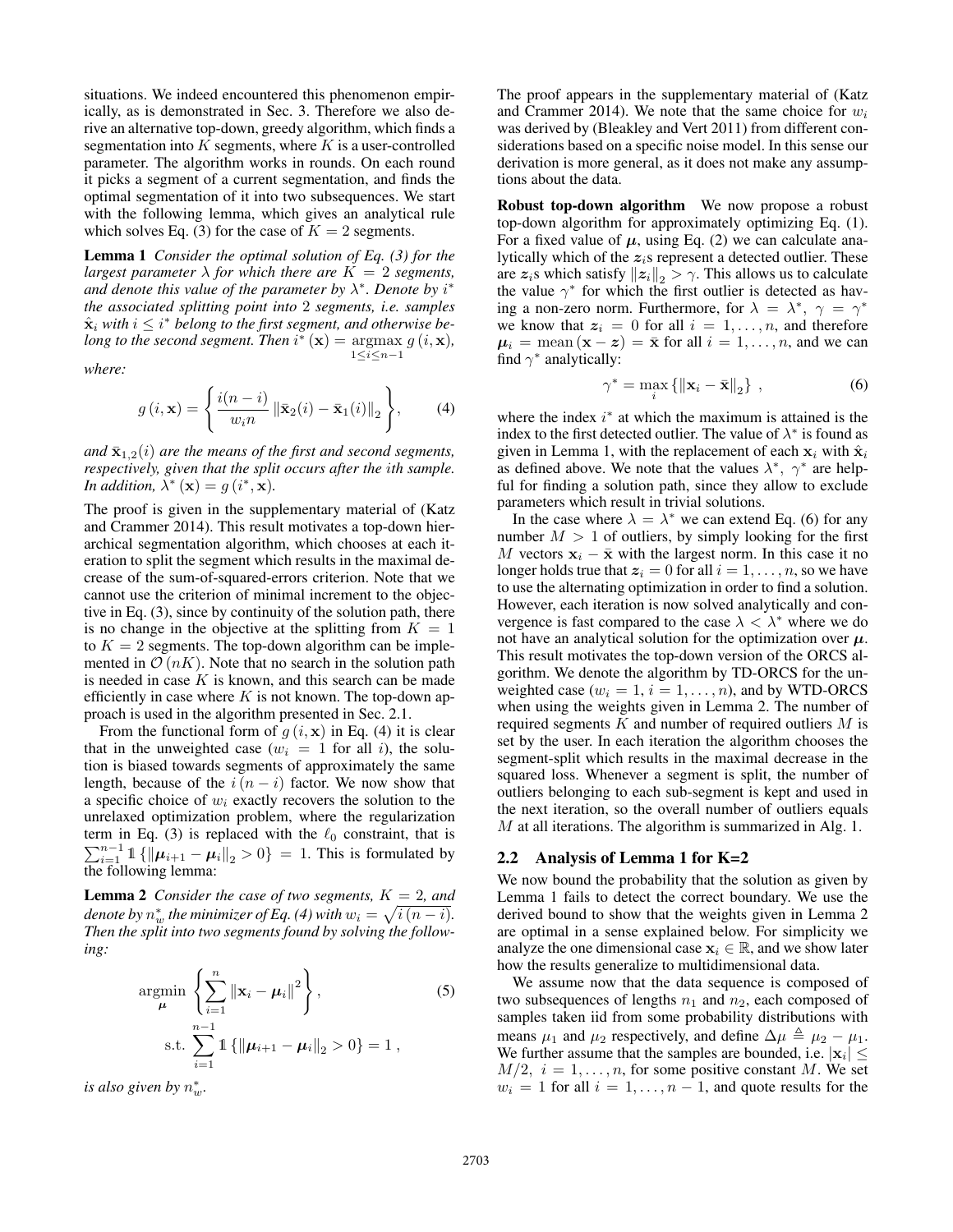situations. We indeed encountered this phenomenon empirically, as is demonstrated in Sec. 3. Therefore we also derive an alternative top-down, greedy algorithm, which finds a segmentation into $K$ segments, where $K$ is a user-controlled parameter. The algorithm works in rounds. On each round it picks a segment of a current segmentation, and finds the optimal segmentation of it into two subsequences. We start with the following lemma, which gives an analytical rule which solves Eq. (3) for the case of $K = 2$ segments.

**Lemma 1** *Consider the optimal solution of Eq. (3) for the largest parameter $\lambda$ for which there are $K = 2$ segments, and denote this value of the parameter by $\lambda^*$. Denote by $i^*$ the associated splitting point into 2 segments, i.e. samples $\hat{\mathbf{x}}_i$ with $i \leq i^*$ belong to the first segment, and otherwise belong to the second segment. Then $i^*(\mathbf{x}) = \underset{1 \leq i \leq n-1}{\operatorname{argmax}}\, g(i, \mathbf{x})$, where:*

$$g(i, \mathbf{x}) = \left\{ \frac{i(n-i)}{w_i n} \left\| \bar{\mathbf{x}}_2(i) - \bar{\mathbf{x}}_1(i) \right\|_2 \right\}, \tag{4}$$

*and $\bar{\mathbf{x}}_{1,2}(i)$ are the means of the first and second segments, respectively, given that the split occurs after the $i$th sample. In addition, $\lambda^*(\mathbf{x}) = g(i^*, \mathbf{x})$.*

The proof is given in the supplementary material of (Katz and Crammer 2014). This result motivates a top-down hierarchical segmentation algorithm, which chooses at each iteration to split the segment which results in the maximal decrease of the sum-of-squared-errors criterion. Note that we cannot use the criterion of minimal increment to the objective in Eq. (3), since by continuity of the solution path, there is no change in the objective at the splitting from $K = 1$ to $K = 2$ segments. The top-down algorithm can be implemented in $\mathcal{O}(nK)$. Note that no search in the solution path is needed in case $K$ is known, and this search can be made efficiently in case where $K$ is not known. The top-down approach is used in the algorithm presented in Sec. 2.1.

From the functional form of $g(i, \mathbf{x})$ in Eq. (4) it is clear that in the unweighted case ($w_i = 1$ for all $i$), the solution is biased towards segments of approximately the same length, because of the $i(n-i)$ factor. We now show that a specific choice of $w_i$ exactly recovers the solution to the unrelaxed optimization problem, where the regularization term in Eq. (3) is replaced with the $\ell_0$ constraint, that is $\sum_{i=1}^{n-1} \mathbb{1}\{\|\boldsymbol{\mu}_{i+1} - \boldsymbol{\mu}_i\|_2 > 0\} = 1$. This is formulated by the following lemma:

**Lemma 2** *Consider the case of two segments, $K = 2$, and denote by $n_w^*$ the minimizer of Eq. (4) with $w_i = \sqrt{i(n-i)}$. Then the split into two segments found by solving the following:*

$$\begin{aligned} &\underset{\boldsymbol{\mu}}{\operatorname{argmin}} \left\{ \sum_{i=1}^{n} \|\mathbf{x}_i - \boldsymbol{\mu}_i\|^2 \right\}, \\ &\text{s.t.} \sum_{i=1}^{n-1} \mathbb{1}\{\|\boldsymbol{\mu}_{i+1} - \boldsymbol{\mu}_i\|_2 > 0\} = 1\,, \end{aligned} \tag{5}$$

*is also given by $n_w^*$.*

The proof appears in the supplementary material of (Katz and Crammer 2014). We note that the same choice for $w_i$ was derived by (Bleakley and Vert 2011) from different considerations based on a specific noise model. In this sense our derivation is more general, as it does not make any assumptions about the data.

**Robust top-down algorithm** We now propose a robust top-down algorithm for approximately optimizing Eq. (1). For a fixed value of $\boldsymbol{\mu}$, using Eq. (2) we can calculate analytically which of the $\boldsymbol{z}_i$s represent a detected outlier. These are $\boldsymbol{z}_i$s which satisfy $\|\boldsymbol{z}_i\|_2 > \gamma$. This allows us to calculate the value $\gamma^*$ for which the first outlier is detected as having a non-zero norm. Furthermore, for $\lambda = \lambda^*$, $\gamma = \gamma^*$ we know that $\boldsymbol{z}_i = 0$ for all $i = 1, \ldots, n$, and therefore $\boldsymbol{\mu}_i = \text{mean}(\mathbf{x} - \boldsymbol{z}) = \bar{\mathbf{x}}$ for all $i = 1, \ldots, n$, and we can find $\gamma^*$ analytically:

$$\gamma^* = \max_i \left\{ \|\mathbf{x}_i - \bar{\mathbf{x}}\|_2 \right\}, \tag{6}$$

where the index $i^*$ at which the maximum is attained is the index to the first detected outlier. The value of $\lambda^*$ is found as given in Lemma 1, with the replacement of each $\mathbf{x}_i$ with $\hat{\mathbf{x}}_i$ as defined above. We note that the values $\lambda^*$, $\gamma^*$ are helpful for finding a solution path, since they allow to exclude parameters which result in trivial solutions.

In the case where $\lambda = \lambda^*$ we can extend Eq. (6) for any number $M > 1$ of outliers, by simply looking for the first $M$ vectors $\mathbf{x}_i - \bar{\mathbf{x}}$ with the largest norm. In this case it no longer holds true that $\boldsymbol{z}_i = 0$ for all $i = 1, \ldots, n$, so we have to use the alternating optimization in order to find a solution. However, each iteration is now solved analytically and convergence is fast compared to the case $\lambda < \lambda^*$ where we do not have an analytical solution for the optimization over $\boldsymbol{\mu}$. This result motivates the top-down version of the ORCS algorithm. We denote the algorithm by TD-ORCS for the unweighted case ($w_i = 1$, $i = 1, \ldots, n$), and by WTD-ORCS when using the weights given in Lemma 2. The number of required segments $K$ and number of required outliers $M$ is set by the user. In each iteration the algorithm chooses the segment-split which results in the maximal decrease in the squared loss. Whenever a segment is split, the number of outliers belonging to each sub-segment is kept and used in the next iteration, so the overall number of outliers equals $M$ at all iterations. The algorithm is summarized in Alg. 1.

## 2.2 Analysis of Lemma 1 for K=2

We now bound the probability that the solution as given by Lemma 1 fails to detect the correct boundary. We use the derived bound to show that the weights given in Lemma 2 are optimal in a sense explained below. For simplicity we analyze the one dimensional case $\mathbf{x}_i \in \mathbb{R}$, and we show later how the results generalize to multidimensional data.

We assume now that the data sequence is composed of two subsequences of lengths $n_1$ and $n_2$, each composed of samples taken iid from some probability distributions with means $\mu_1$ and $\mu_2$ respectively, and define $\Delta\mu \triangleq \mu_2 - \mu_1$. We further assume that the samples are bounded, i.e. $|\mathbf{x}_i| \leq M/2$, $i = 1, \ldots, n$, for some positive constant $M$. We set $w_i = 1$ for all $i = 1, \ldots, n-1$, and quote results for the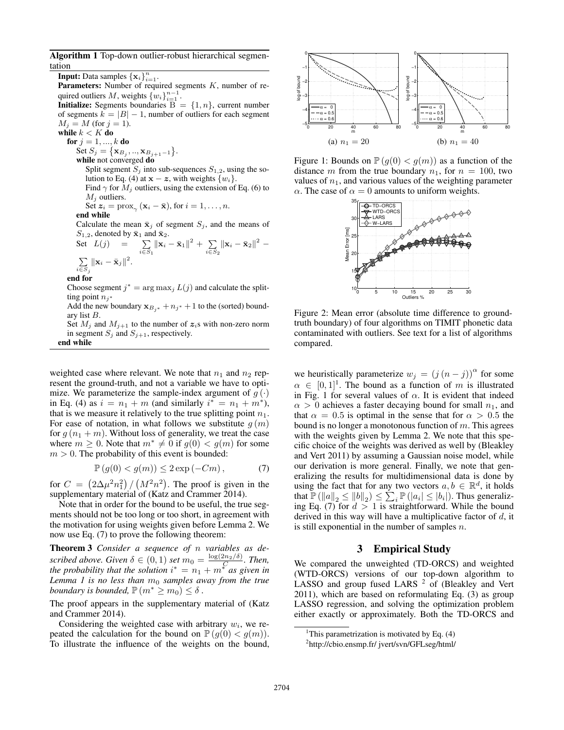**Algorithm 1** Top-down outlier-robust hierarchical segmentation

**Input:** Data samples $\{\mathbf{x}_i\}_{i=1}^n$.
**Parameters:** Number of required segments $K$, number of required outliers $M$, weights $\{w_i\}_{i=1}^{n-1}$.
**Initialize:** Segments boundaries $B = \{1, n\}$, current number of segments $k = |B| - 1$, number of outliers for each segment $M_j = M$ (for $j = 1$).
**while** $k < K$ **do**
  **for** $j = 1, ..., k$ **do**
    Set $S_j = \{\mathbf{x}_{B_j}, .., \mathbf{x}_{B_{j+1}-1}\}$.
    **while** not converged **do**
      Split segment $S_j$ into sub-sequences $S_{1,2}$, using the solution to Eq. (4) at $\mathbf{x} - \boldsymbol{z}$, with weights $\{w_i\}$.
      Find $\gamma$ for $M_j$ outliers, using the extension of Eq. (6) to $M_j$ outliers.
      Set $\boldsymbol{z}_i = \text{prox}_\gamma(\mathbf{x}_i - \bar{\mathbf{x}})$, for $i = 1, \ldots, n$.
    **end while**
    Calculate the mean $\bar{\mathbf{x}}_j$ of segment $S_j$, and the means of $S_{1,2}$, denoted by $\bar{\mathbf{x}}_1$ and $\bar{\mathbf{x}}_2$.
    Set $L(j) = \sum_{i \in S_1} \|\mathbf{x}_i - \bar{\mathbf{x}}_1\|^2 + \sum_{i \in S_2} \|\mathbf{x}_i - \bar{\mathbf{x}}_2\|^2 - \sum_{i \in S_j} \|\mathbf{x}_i - \bar{\mathbf{x}}_j\|^2$.
  **end for**
  Choose segment $j^* = \arg\max_j L(j)$ and calculate the splitting point $n_{j^*}$
  Add the new boundary $\mathbf{x}_{B_{j^*}} + n_{j^*} + 1$ to the (sorted) boundary list $B$.
  Set $M_j$ and $M_{j+1}$ to the number of $\boldsymbol{z}_i$s with non-zero norm in segment $S_j$ and $S_{j+1}$, respectively.
**end while**

weighted case where relevant. We note that $n_1$ and $n_2$ represent the ground-truth, and not a variable we have to optimize. We parameterize the sample-index argument of $g(\cdot)$ in Eq. (4) as $i = n_1 + m$ (and similarly $i^* = n_1 + m^*$), that is we measure it relatively to the true splitting point $n_1$. For ease of notation, in what follows we substitute $g(m)$ for $g(n_1 + m)$. Without loss of generality, we treat the case where $m \geq 0$. Note that $m^* \neq 0$ if $g(0) < g(m)$ for some $m > 0$. The probability of this event is bounded:

$$\mathbb{P}(g(0) < g(m)) \leq 2\exp(-Cm), \tag{7}$$

for $C = (2\Delta\mu^2 n_1^2) / (M^2 n^2)$. The proof is given in the supplementary material of (Katz and Crammer 2014).

Note that in order for the bound to be useful, the true segments should not be too long or too short, in agreement with the motivation for using weights given before Lemma 2. We now use Eq. (7) to prove the following theorem:

**Theorem 3** *Consider a sequence of $n$ variables as described above. Given $\delta \in (0, 1)$ set $m_0 = \frac{\log(2n_2/\delta)}{C}$. Then, the probability that the solution $i^* = n_1 + m^*$ as given in Lemma 1 is no less than $m_0$ samples away from the true boundary is bounded, $\mathbb{P}(m^* \geq m_0) \leq \delta$.*

The proof appears in the supplementary material of (Katz and Crammer 2014).

Considering the weighted case with arbitrary $w_i$, we repeated the calculation for the bound on $\mathbb{P}(g(0) < g(m))$. To illustrate the influence of the weights on the bound,

(a) $n_1 = 20$ (b) $n_1 = 40$

Figure 1: Bounds on $\mathbb{P}(g(0) < g(m))$ as a function of the distance $m$ from the true boundary $n_1$, for $n = 100$, two values of $n_1$, and various values of the weighting parameter $\alpha$. The case of $\alpha = 0$ amounts to uniform weights.

Figure 2: Mean error (absolute time difference to ground-truth boundary) of four algorithms on TIMIT phonetic data contaminated with outliers. See text for a list of algorithms compared.

we heuristically parameterize $w_j = (j(n-j))^\alpha$ for some $\alpha \in [0, 1]$[1]. The bound as a function of $m$ is illustrated in Fig. 1 for several values of $\alpha$. It is evident that indeed $\alpha > 0$ achieves a faster decaying bound for small $n_1$, and that $\alpha = 0.5$ is optimal in the sense that for $\alpha > 0.5$ the bound is no longer a monotonous function of $m$. This agrees with the weights given by Lemma 2. We note that this specific choice of the weights was derived as well by (Bleakley and Vert 2011) by assuming a Gaussian noise model, while our derivation is more general. Finally, we note that generalizing the results for multidimensional data is done by using the fact that for any two vectors $a, b \in \mathbb{R}^d$, it holds that $\mathbb{P}(\|a\|_2 \leq \|b\|_2) \leq \sum_i \mathbb{P}(|a_i| \leq |b_i|)$. Thus generalizing Eq. (7) for $d > 1$ is straightforward. While the bound derived in this way will have a multiplicative factor of $d$, it is still exponential in the number of samples $n$.

## 3 Empirical Study

We compared the unweighted (TD-ORCS) and weighted (WTD-ORCS) versions of our top-down algorithm to LASSO and group fused LARS [2] of (Bleakley and Vert 2011), which are based on reformulating Eq. (3) as group LASSO regression, and solving the optimization problem either exactly or approximately. Both the TD-ORCS and

---

[1] This parametrization is motivated by Eq. (4)

[2] http://cbio.ensmp.fr/ jvert/svn/GFLseg/html/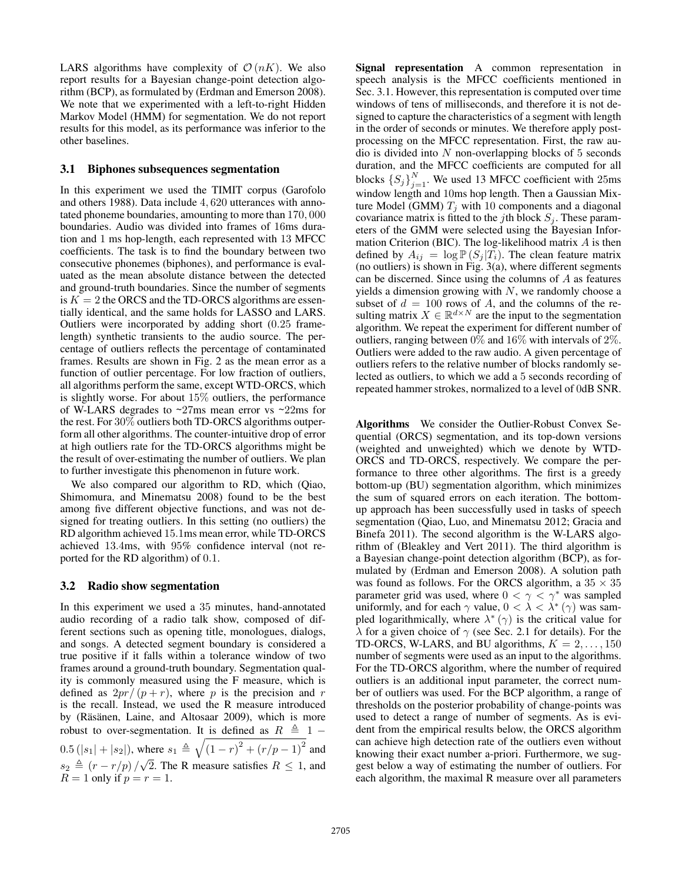LARS algorithms have complexity of $\mathcal{O}(nK)$. We also report results for a Bayesian change-point detection algorithm (BCP), as formulated by (Erdman and Emerson 2008). We note that we experimented with a left-to-right Hidden Markov Model (HMM) for segmentation. We do not report results for this model, as its performance was inferior to the other baselines.

### 3.1 Biphones subsequences segmentation

In this experiment we used the TIMIT corpus (Garofolo and others 1988). Data include 4,620 utterances with annotated phoneme boundaries, amounting to more than 170,000 boundaries. Audio was divided into frames of 16ms duration and 1 ms hop-length, each represented with 13 MFCC coefficients. The task is to find the boundary between two consecutive phonemes (biphones), and performance is evaluated as the mean absolute distance between the detected and ground-truth boundaries. Since the number of segments is $K = 2$ the ORCS and the TD-ORCS algorithms are essentially identical, and the same holds for LASSO and LARS. Outliers were incorporated by adding short (0.25 frame-length) synthetic transients to the audio source. The percentage of outliers reflects the percentage of contaminated frames. Results are shown in Fig. 2 as the mean error as a function of outlier percentage. For low fraction of outliers, all algorithms perform the same, except WTD-ORCS, which is slightly worse. For about 15% outliers, the performance of W-LARS degrades to ~27ms mean error vs ~22ms for the rest. For 30% outliers both TD-ORCS algorithms outperform all other algorithms. The counter-intuitive drop of error at high outliers rate for the TD-ORCS algorithms might be the result of over-estimating the number of outliers. We plan to further investigate this phenomenon in future work.

We also compared our algorithm to RD, which (Qiao, Shimomura, and Minematsu 2008) found to be the best among five different objective functions, and was not designed for treating outliers. In this setting (no outliers) the RD algorithm achieved 15.1ms mean error, while TD-ORCS achieved 13.4ms, with 95% confidence interval (not reported for the RD algorithm) of 0.1.

### 3.2 Radio show segmentation

In this experiment we used a 35 minutes, hand-annotated audio recording of a radio talk show, composed of different sections such as opening title, monologues, dialogs, and songs. A detected segment boundary is considered a true positive if it falls within a tolerance window of two frames around a ground-truth boundary. Segmentation quality is commonly measured using the F measure, which is defined as $2pr/(p+r)$, where $p$ is the precision and $r$ is the recall. Instead, we used the R measure introduced by (Räsänen, Laine, and Altosaar 2009), which is more robust to over-segmentation. It is defined as $R \triangleq 1 - 0.5\left(|s_1| + |s_2|\right)$, where $s_1 \triangleq \sqrt{(1-r)^2 + (r/p-1)^2}$ and $s_2 \triangleq (r - r/p)/\sqrt{2}$. The R measure satisfies $R \leq 1$, and $R = 1$ only if $p = r = 1$.

**Signal representation** A common representation in speech analysis is the MFCC coefficients mentioned in Sec. 3.1. However, this representation is computed over time windows of tens of milliseconds, and therefore it is not designed to capture the characteristics of a segment with length in the order of seconds or minutes. We therefore apply post-processing on the MFCC representation. First, the raw audio is divided into $N$ non-overlapping blocks of 5 seconds duration, and the MFCC coefficients are computed for all blocks $\{S_j\}_{j=1}^{N}$. We used 13 MFCC coefficient with 25ms window length and 10ms hop length. Then a Gaussian Mixture Model (GMM) $T_j$ with 10 components and a diagonal covariance matrix is fitted to the $j$th block $S_j$. These parameters of the GMM were selected using the Bayesian Information Criterion (BIC). The log-likelihood matrix $A$ is then defined by $A_{ij} = \log \mathbb{P}(S_j|T_i)$. The clean feature matrix (no outliers) is shown in Fig. 3(a), where different segments can be discerned. Since using the columns of $A$ as features yields a dimension growing with $N$, we randomly choose a subset of $d = 100$ rows of $A$, and the columns of the resulting matrix $X \in \mathbb{R}^{d \times N}$ are the input to the segmentation algorithm. We repeat the experiment for different number of outliers, ranging between 0% and 16% with intervals of 2%. Outliers were added to the raw audio. A given percentage of outliers refers to the relative number of blocks randomly selected as outliers, to which we add a 5 seconds recording of repeated hammer strokes, normalized to a level of 0dB SNR.

**Algorithms** We consider the Outlier-Robust Convex Sequential (ORCS) segmentation, and its top-down versions (weighted and unweighted) which we denote by WTD-ORCS and TD-ORCS, respectively. We compare the performance to three other algorithms. The first is a greedy bottom-up (BU) segmentation algorithm, which minimizes the sum of squared errors on each iteration. The bottom-up approach has been successfully used in tasks of speech segmentation (Qiao, Luo, and Minematsu 2012; Gracia and Binefa 2011). The second algorithm is the W-LARS algorithm of (Bleakley and Vert 2011). The third algorithm is a Bayesian change-point detection algorithm (BCP), as formulated by (Erdman and Emerson 2008). A solution path was found as follows. For the ORCS algorithm, a $35 \times 35$ parameter grid was used, where $0 < \gamma < \gamma^*$ was sampled uniformly, and for each $\gamma$ value, $0 < \lambda < \lambda^*(\gamma)$ was sampled logarithmically, where $\lambda^*(\gamma)$ is the critical value for $\lambda$ for a given choice of $\gamma$ (see Sec. 2.1 for details). For the TD-ORCS, W-LARS, and BU algorithms, $K = 2, \ldots, 150$ number of segments were used as an input to the algorithms. For the TD-ORCS algorithm, where the number of required outliers is an additional input parameter, the correct number of outliers was used. For the BCP algorithm, a range of thresholds on the posterior probability of change-points was used to detect a range of number of segments. As is evident from the empirical results below, the ORCS algorithm can achieve high detection rate of the outliers even without knowing their exact number a-priori. Furthermore, we suggest below a way of estimating the number of outliers. For each algorithm, the maximal R measure over all parameters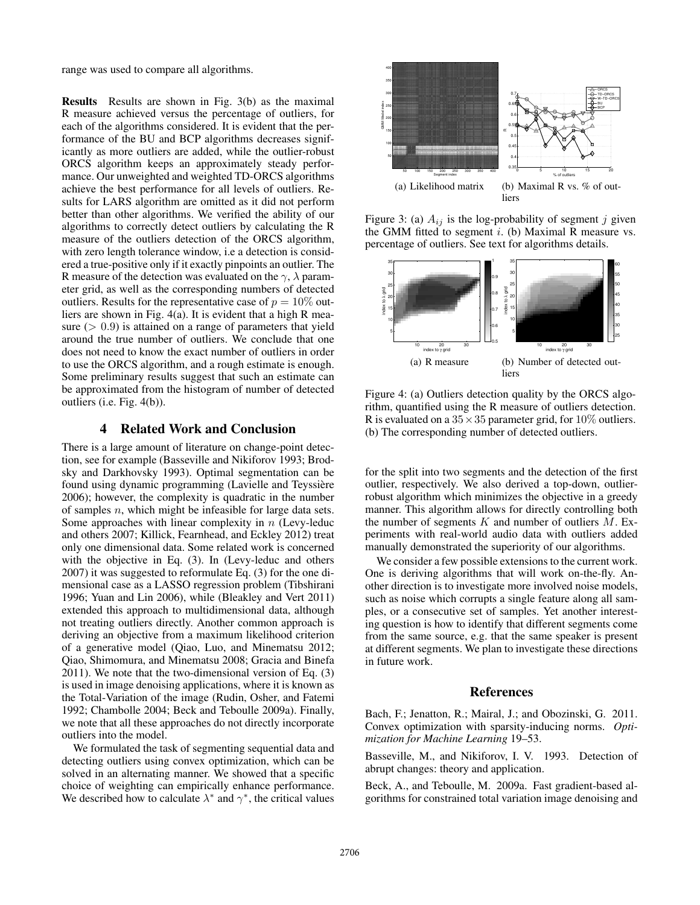range was used to compare all algorithms.

**Results** Results are shown in Fig. 3(b) as the maximal R measure achieved versus the percentage of outliers, for each of the algorithms considered. It is evident that the performance of the BU and BCP algorithms decreases significantly as more outliers are added, while the outlier-robust ORCS algorithm keeps an approximately steady performance. Our unweighted and weighted TD-ORCS algorithms achieve the best performance for all levels of outliers. Results for LARS algorithm are omitted as it did not perform better than other algorithms. We verified the ability of our algorithms to correctly detect outliers by calculating the R measure of the outliers detection of the ORCS algorithm, with zero length tolerance window, i.e a detection is considered a true-positive only if it exactly pinpoints an outlier. The R measure of the detection was evaluated on the $\gamma$, $\lambda$ parameter grid, as well as the corresponding numbers of detected outliers. Results for the representative case of $p = 10\%$ outliers are shown in Fig. 4(a). It is evident that a high R measure ($> 0.9$) is attained on a range of parameters that yield around the true number of outliers. We conclude that one does not need to know the exact number of outliers in order to use the ORCS algorithm, and a rough estimate is enough. Some preliminary results suggest that such an estimate can be approximated from the histogram of number of detected outliers (i.e. Fig. 4(b)).

(a) Likelihood matrix (b) Maximal R vs. % of outliers

Figure 3: (a) $A_{ij}$ is the log-probability of segment $j$ given the GMM fitted to segment $i$. (b) Maximal R measure vs. percentage of outliers. See text for algorithms details.

(a) R measure (b) Number of detected outliers

Figure 4: (a) Outliers detection quality by the ORCS algorithm, quantified using the R measure of outliers detection. R is evaluated on a $35 \times 35$ parameter grid, for $10\%$ outliers. (b) The corresponding number of detected outliers.

## 4 Related Work and Conclusion

There is a large amount of literature on change-point detection, see for example (Basseville and Nikiforov 1993; Brodsky and Darkhovsky 1993). Optimal segmentation can be found using dynamic programming (Lavielle and Teyssière 2006); however, the complexity is quadratic in the number of samples $n$, which might be infeasible for large data sets. Some approaches with linear complexity in $n$ (Levy-leduc and others 2007; Killick, Fearnhead, and Eckley 2012) treat only one dimensional data. Some related work is concerned with the objective in Eq. (3). In (Levy-leduc and others 2007) it was suggested to reformulate Eq. (3) for the one dimensional case as a LASSO regression problem (Tibshirani 1996; Yuan and Lin 2006), while (Bleakley and Vert 2011) extended this approach to multidimensional data, although not treating outliers directly. Another common approach is deriving an objective from a maximum likelihood criterion of a generative model (Qiao, Luo, and Minematsu 2012; Qiao, Shimomura, and Minematsu 2008; Gracia and Binefa 2011). We note that the two-dimensional version of Eq. (3) is used in image denoising applications, where it is known as the Total-Variation of the image (Rudin, Osher, and Fatemi 1992; Chambolle 2004; Beck and Teboulle 2009a). Finally, we note that all these approaches do not directly incorporate outliers into the model.

We formulated the task of segmenting sequential data and detecting outliers using convex optimization, which can be solved in an alternating manner. We showed that a specific choice of weighting can empirically enhance performance. We described how to calculate $\lambda^*$ and $\gamma^*$, the critical values for the split into two segments and the detection of the first outlier, respectively. We also derived a top-down, outlier-robust algorithm which minimizes the objective in a greedy manner. This algorithm allows for directly controlling both the number of segments $K$ and number of outliers $M$. Experiments with real-world audio data with outliers added manually demonstrated the superiority of our algorithms.

We consider a few possible extensions to the current work. One is deriving algorithms that will work on-the-fly. Another direction is to investigate more involved noise models, such as noise which corrupts a single feature along all samples, or a consecutive set of samples. Yet another interesting question is how to identify that different segments come from the same source, e.g. that the same speaker is present at different segments. We plan to investigate these directions in future work.

## References

Bach, F.; Jenatton, R.; Mairal, J.; and Obozinski, G. 2011. Convex optimization with sparsity-inducing norms. *Optimization for Machine Learning* 19–53.

Basseville, M., and Nikiforov, I. V. 1993. Detection of abrupt changes: theory and application.

Beck, A., and Teboulle, M. 2009a. Fast gradient-based algorithms for constrained total variation image denoising and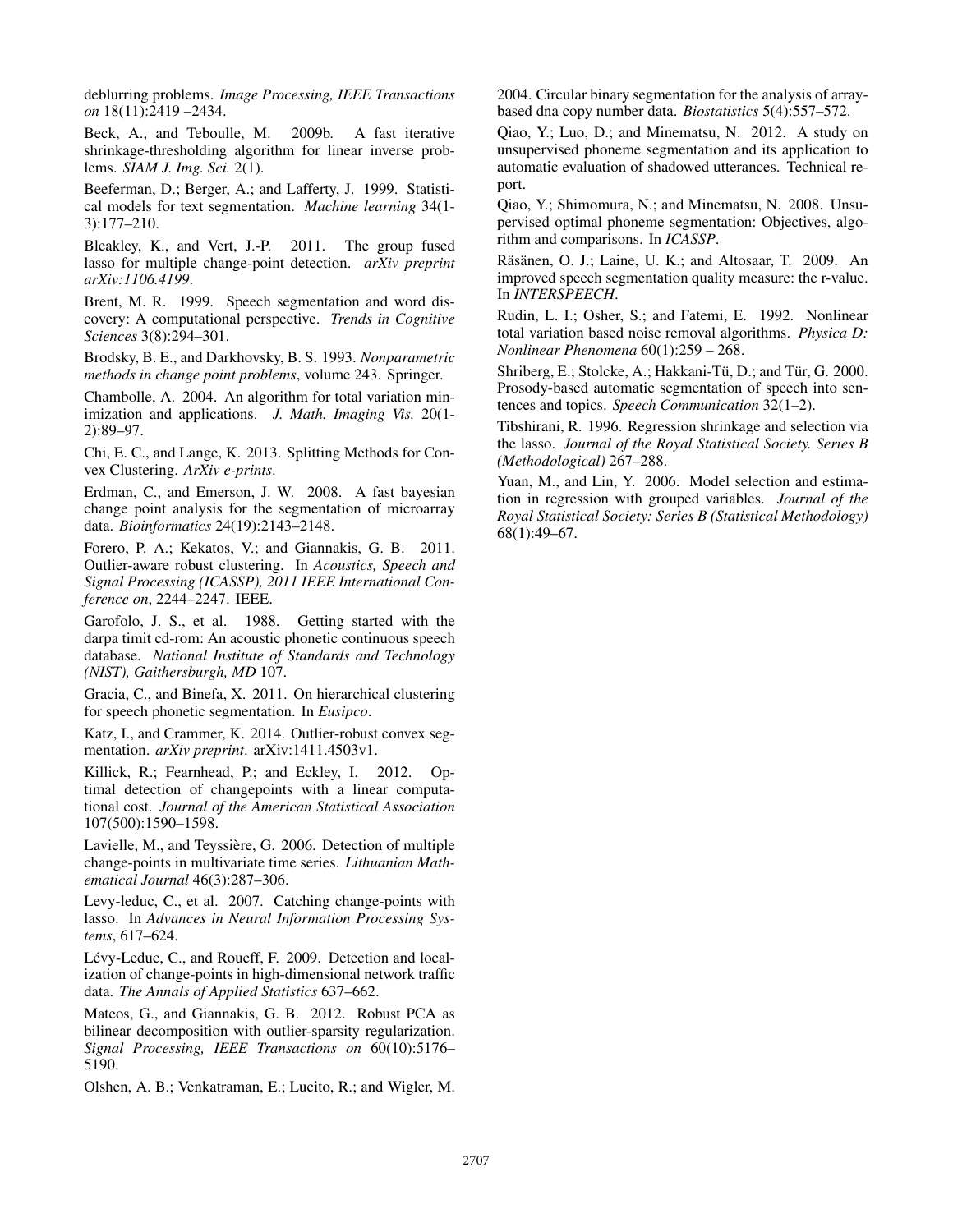deblurring problems. *Image Processing, IEEE Transactions on* 18(11):2419 –2434.

Beck, A., and Teboulle, M. 2009b. A fast iterative shrinkage-thresholding algorithm for linear inverse problems. *SIAM J. Img. Sci.* 2(1).

Beeferman, D.; Berger, A.; and Lafferty, J. 1999. Statistical models for text segmentation. *Machine learning* 34(1-3):177–210.

Bleakley, K., and Vert, J.-P. 2011. The group fused lasso for multiple change-point detection. *arXiv preprint arXiv:1106.4199*.

Brent, M. R. 1999. Speech segmentation and word discovery: A computational perspective. *Trends in Cognitive Sciences* 3(8):294–301.

Brodsky, B. E., and Darkhovsky, B. S. 1993. *Nonparametric methods in change point problems*, volume 243. Springer.

Chambolle, A. 2004. An algorithm for total variation minimization and applications. *J. Math. Imaging Vis.* 20(1-2):89–97.

Chi, E. C., and Lange, K. 2013. Splitting Methods for Convex Clustering. *ArXiv e-prints*.

Erdman, C., and Emerson, J. W. 2008. A fast bayesian change point analysis for the segmentation of microarray data. *Bioinformatics* 24(19):2143–2148.

Forero, P. A.; Kekatos, V.; and Giannakis, G. B. 2011. Outlier-aware robust clustering. In *Acoustics, Speech and Signal Processing (ICASSP), 2011 IEEE International Conference on*, 2244–2247. IEEE.

Garofolo, J. S., et al. 1988. Getting started with the darpa timit cd-rom: An acoustic phonetic continuous speech database. *National Institute of Standards and Technology (NIST), Gaithersburgh, MD* 107.

Gracia, C., and Binefa, X. 2011. On hierarchical clustering for speech phonetic segmentation. In *Eusipco*.

Katz, I., and Crammer, K. 2014. Outlier-robust convex segmentation. *arXiv preprint*. arXiv:1411.4503v1.

Killick, R.; Fearnhead, P.; and Eckley, I. 2012. Optimal detection of changepoints with a linear computational cost. *Journal of the American Statistical Association* 107(500):1590–1598.

Lavielle, M., and Teyssière, G. 2006. Detection of multiple change-points in multivariate time series. *Lithuanian Mathematical Journal* 46(3):287–306.

Levy-leduc, C., et al. 2007. Catching change-points with lasso. In *Advances in Neural Information Processing Systems*, 617–624.

Lévy-Leduc, C., and Roueff, F. 2009. Detection and localization of change-points in high-dimensional network traffic data. *The Annals of Applied Statistics* 637–662.

Mateos, G., and Giannakis, G. B. 2012. Robust PCA as bilinear decomposition with outlier-sparsity regularization. *Signal Processing, IEEE Transactions on* 60(10):5176–5190.

Olshen, A. B.; Venkatraman, E.; Lucito, R.; and Wigler, M. 2004. Circular binary segmentation for the analysis of array-based dna copy number data. *Biostatistics* 5(4):557–572.

Qiao, Y.; Luo, D.; and Minematsu, N. 2012. A study on unsupervised phoneme segmentation and its application to automatic evaluation of shadowed utterances. Technical report.

Qiao, Y.; Shimomura, N.; and Minematsu, N. 2008. Unsupervised optimal phoneme segmentation: Objectives, algorithm and comparisons. In *ICASSP*.

Räsänen, O. J.; Laine, U. K.; and Altosaar, T. 2009. An improved speech segmentation quality measure: the r-value. In *INTERSPEECH*.

Rudin, L. I.; Osher, S.; and Fatemi, E. 1992. Nonlinear total variation based noise removal algorithms. *Physica D: Nonlinear Phenomena* 60(1):259 – 268.

Shriberg, E.; Stolcke, A.; Hakkani-Tü, D.; and Tür, G. 2000. Prosody-based automatic segmentation of speech into sentences and topics. *Speech Communication* 32(1–2).

Tibshirani, R. 1996. Regression shrinkage and selection via the lasso. *Journal of the Royal Statistical Society. Series B (Methodological)* 267–288.

Yuan, M., and Lin, Y. 2006. Model selection and estimation in regression with grouped variables. *Journal of the Royal Statistical Society: Series B (Statistical Methodology)* 68(1):49–67.